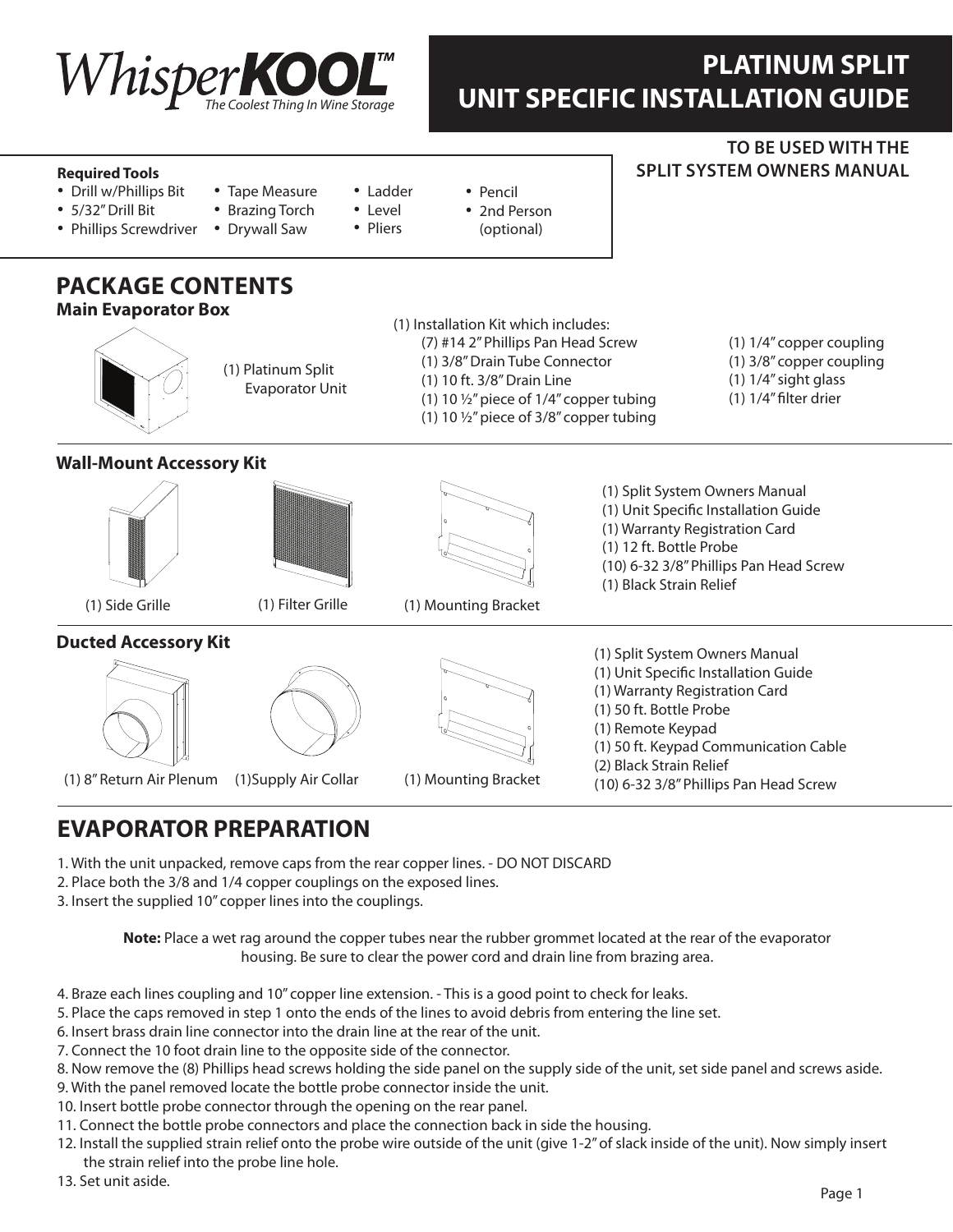# PLATINUM SPLIT UNIT SPECIFIC INSTALLATION GUIDE

WhisperKOOL™ *The Coolest Thing In Wine Storage*

**TO BE USED WITH THE SPLIT SYSTEM OWNERS MANUAL**

**Required Tools**

- Drill w/Phillips Bit
- 5/32" Drill Bit
- Phillips Screwdriver
- Tape Measure
- Brazing Torch
- Drywall Saw
- Ladder
- Level
- Pliers
- Pencil
- 2nd Person (optional)

## PACKAGE CONTENTS

### Main Evaporator Box

(1) Platinum Split Evaporator Unit

(1) Installation Kit which includes:

- (7) #14 2" Phillips Pan Head Screw
- (1) 3/8" Drain Tube Connector
- (1) 10 ft. 3/8" Drain Line
- (1) 10 ½" piece of 1/4" copper tubing
- (1) 10 ½" piece of 3/8" copper tubing
- (1) 1/4" copper coupling
- (1) 3/8" copper coupling
- (1) 1/4" sight glass
- (1) 1/4" filter drier

### Wall-Mount Accessory Kit

(1) Side Grille

(1) Filter Grille

(1) Mounting Bracket

- (1) Split System Owners Manual
- (1) Unit Specific Installation Guide
- (1) Warranty Registration Card
- (1) 12 ft. Bottle Probe
- (10) 6-32 3/8" Phillips Pan Head Screw
- (1) Black Strain Relief

### Ducted Accessory Kit

(1) 8" Return Air Plenum

(1)Supply Air Collar

(1) Mounting Bracket

- (1) Split System Owners Manual
- (1) Unit Specific Installation Guide
- (1) Warranty Registration Card
- (1) 50 ft. Bottle Probe
- (1) Remote Keypad
- (1) 50 ft. Keypad Communication Cable
- (2) Black Strain Relief
- (10) 6-32 3/8" Phillips Pan Head Screw

## EVAPORATOR PREPARATION

1. With the unit unpacked, remove caps from the rear copper lines. - DO NOT DISCARD
2. Place both the 3/8 and 1/4 copper couplings on the exposed lines.
3. Insert the supplied 10" copper lines into the couplings.

**Note:** Place a wet rag around the copper tubes near the rubber grommet located at the rear of the evaporator housing. Be sure to clear the power cord and drain line from brazing area.

4. Braze each lines coupling and 10" copper line extension. - This is a good point to check for leaks.
5. Place the caps removed in step 1 onto the ends of the lines to avoid debris from entering the line set.
6. Insert brass drain line connector into the drain line at the rear of the unit.
7. Connect the 10 foot drain line to the opposite side of the connector.
8. Now remove the (8) Phillips head screws holding the side panel on the supply side of the unit, set side panel and screws aside.
9. With the panel removed locate the bottle probe connector inside the unit.
10. Insert bottle probe connector through the opening on the rear panel.
11. Connect the bottle probe connectors and place the connection back in side the housing.
12. Install the supplied strain relief onto the probe wire outside of the unit (give 1-2" of slack inside of the unit). Now simply insert the strain relief into the probe line hole.
13. Set unit aside.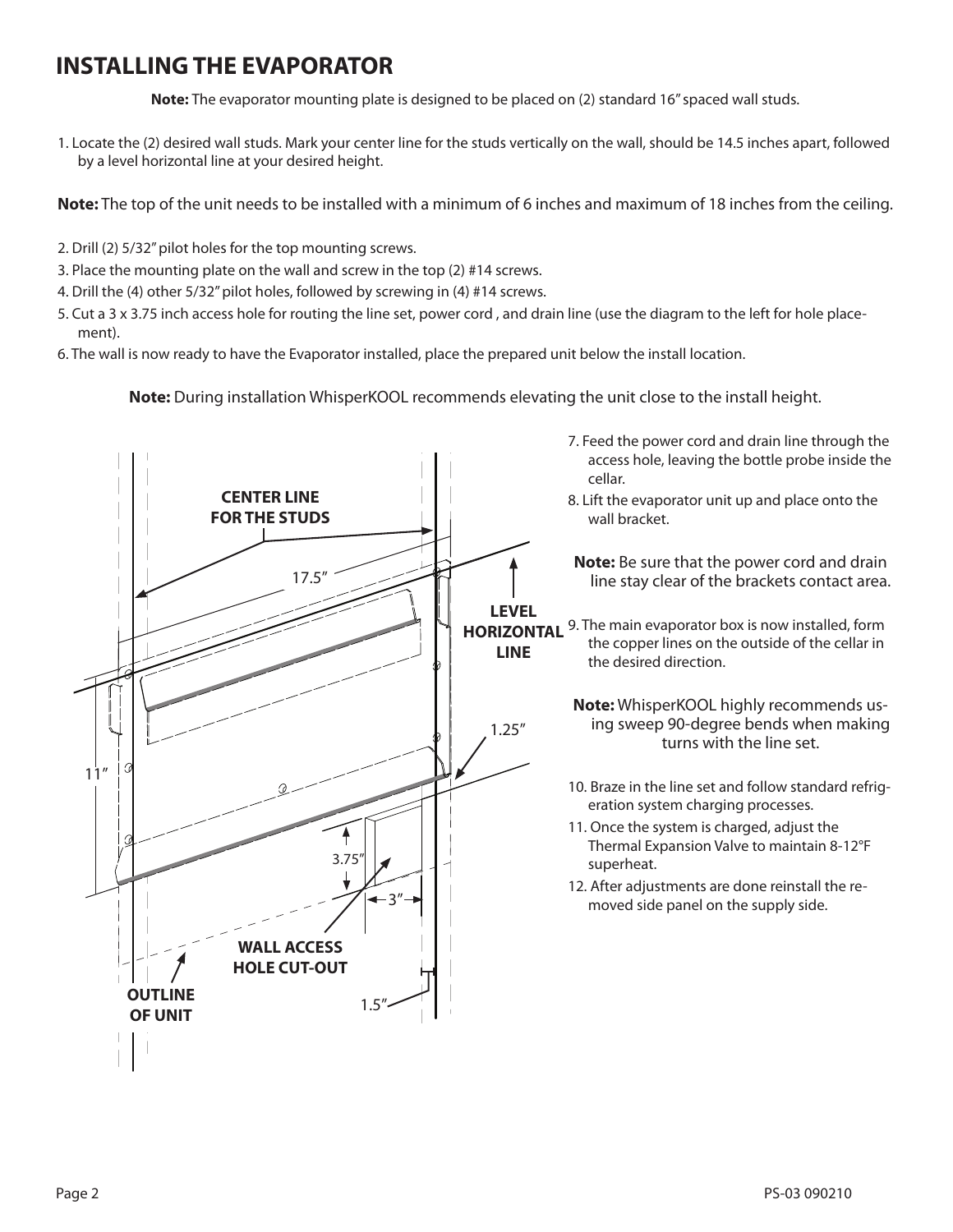# INSTALLING THE EVAPORATOR

**Note:** The evaporator mounting plate is designed to be placed on (2) standard 16" spaced wall studs.

1. Locate the (2) desired wall studs. Mark your center line for the studs vertically on the wall, should be 14.5 inches apart, followed by a level horizontal line at your desired height.

**Note:** The top of the unit needs to be installed with a minimum of 6 inches and maximum of 18 inches from the ceiling.

2. Drill (2) 5/32" pilot holes for the top mounting screws.
3. Place the mounting plate on the wall and screw in the top (2) #14 screws.
4. Drill the (4) other 5/32" pilot holes, followed by screwing in (4) #14 screws.
5. Cut a 3 x 3.75 inch access hole for routing the line set, power cord , and drain line (use the diagram to the left for hole placement).
6. The wall is now ready to have the Evaporator installed, place the prepared unit below the install location.

**Note:** During installation WhisperKOOL recommends elevating the unit close to the install height.

CENTER LINE FOR THE STUDS

17.5"

LEVEL HORIZONTAL LINE

11"

1.25"

3.75"

3"

WALL ACCESS HOLE CUT-OUT

OUTLINE OF UNIT

1.5"

7. Feed the power cord and drain line through the access hole, leaving the bottle probe inside the cellar.
8. Lift the evaporator unit up and place onto the wall bracket.

**Note:** Be sure that the power cord and drain line stay clear of the brackets contact area.

9. The main evaporator box is now installed, form the copper lines on the outside of the cellar in the desired direction.

**Note:** WhisperKOOL highly recommends using sweep 90-degree bends when making turns with the line set.

10. Braze in the line set and follow standard refrigeration system charging processes.
11. Once the system is charged, adjust the Thermal Expansion Valve to maintain 8-12°F superheat.
12. After adjustments are done reinstall the removed side panel on the supply side.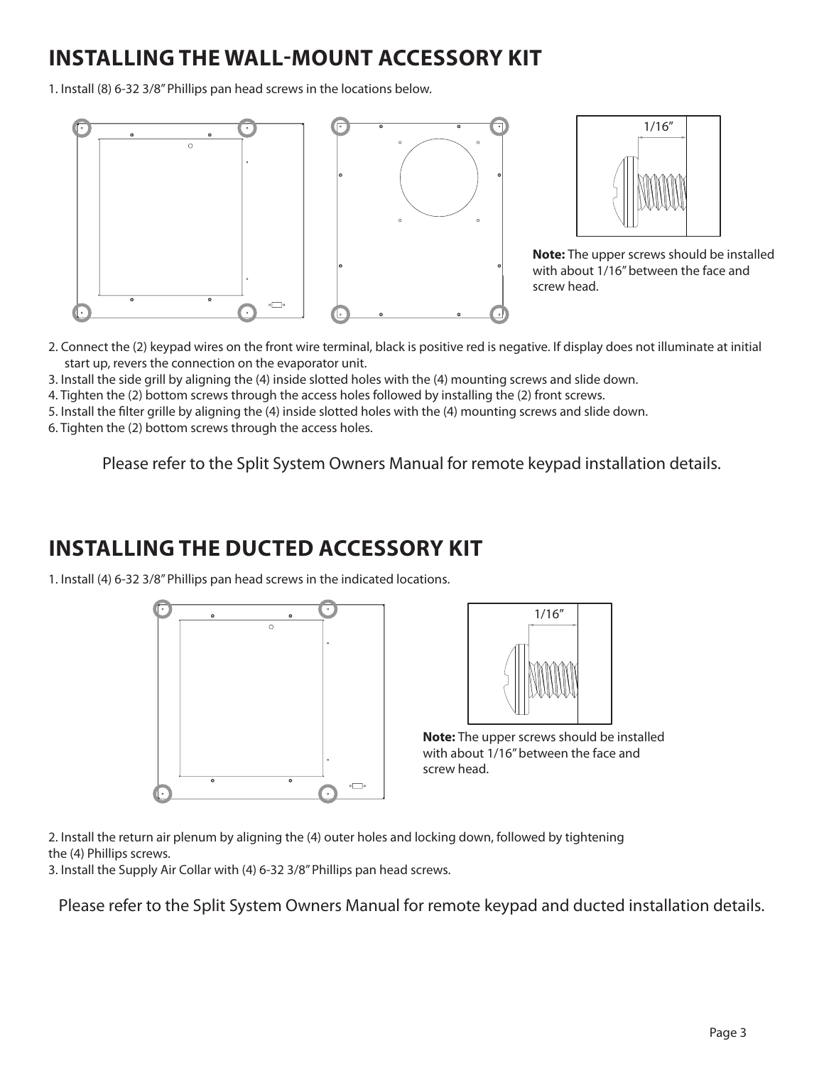# INSTALLING THE WALL-MOUNT ACCESSORY KIT

1. Install (8) 6-32 3/8" Phillips pan head screws in the locations below.

1/16"

**Note:** The upper screws should be installed with about 1/16" between the face and screw head.

2. Connect the (2) keypad wires on the front wire terminal, black is positive red is negative. If display does not illuminate at initial start up, revers the connection on the evaporator unit.
3. Install the side grill by aligning the (4) inside slotted holes with the (4) mounting screws and slide down.
4. Tighten the (2) bottom screws through the access holes followed by installing the (2) front screws.
5. Install the filter grille by aligning the (4) inside slotted holes with the (4) mounting screws and slide down.
6. Tighten the (2) bottom screws through the access holes.

Please refer to the Split System Owners Manual for remote keypad installation details.

# INSTALLING THE DUCTED ACCESSORY KIT

1. Install (4) 6-32 3/8" Phillips pan head screws in the indicated locations.

1/16"

**Note:** The upper screws should be installed with about 1/16" between the face and screw head.

2. Install the return air plenum by aligning the (4) outer holes and locking down, followed by tightening the (4) Phillips screws.
3. Install the Supply Air Collar with (4) 6-32 3/8" Phillips pan head screws.

Please refer to the Split System Owners Manual for remote keypad and ducted installation details.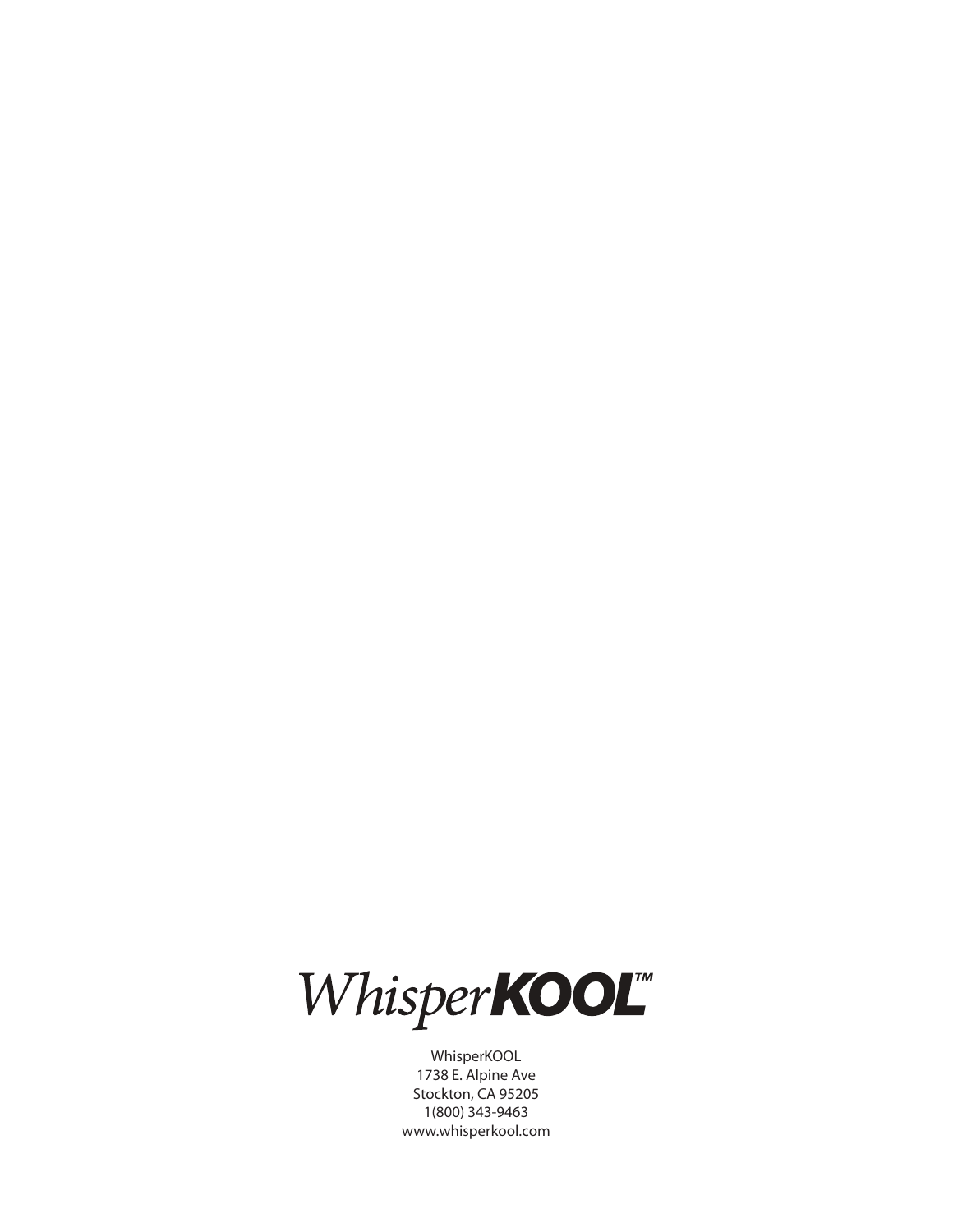WhisperKOOL™

WhisperKOOL
1738 E. Alpine Ave
Stockton, CA 95205
1(800) 343-9463
www.whisperkool.com